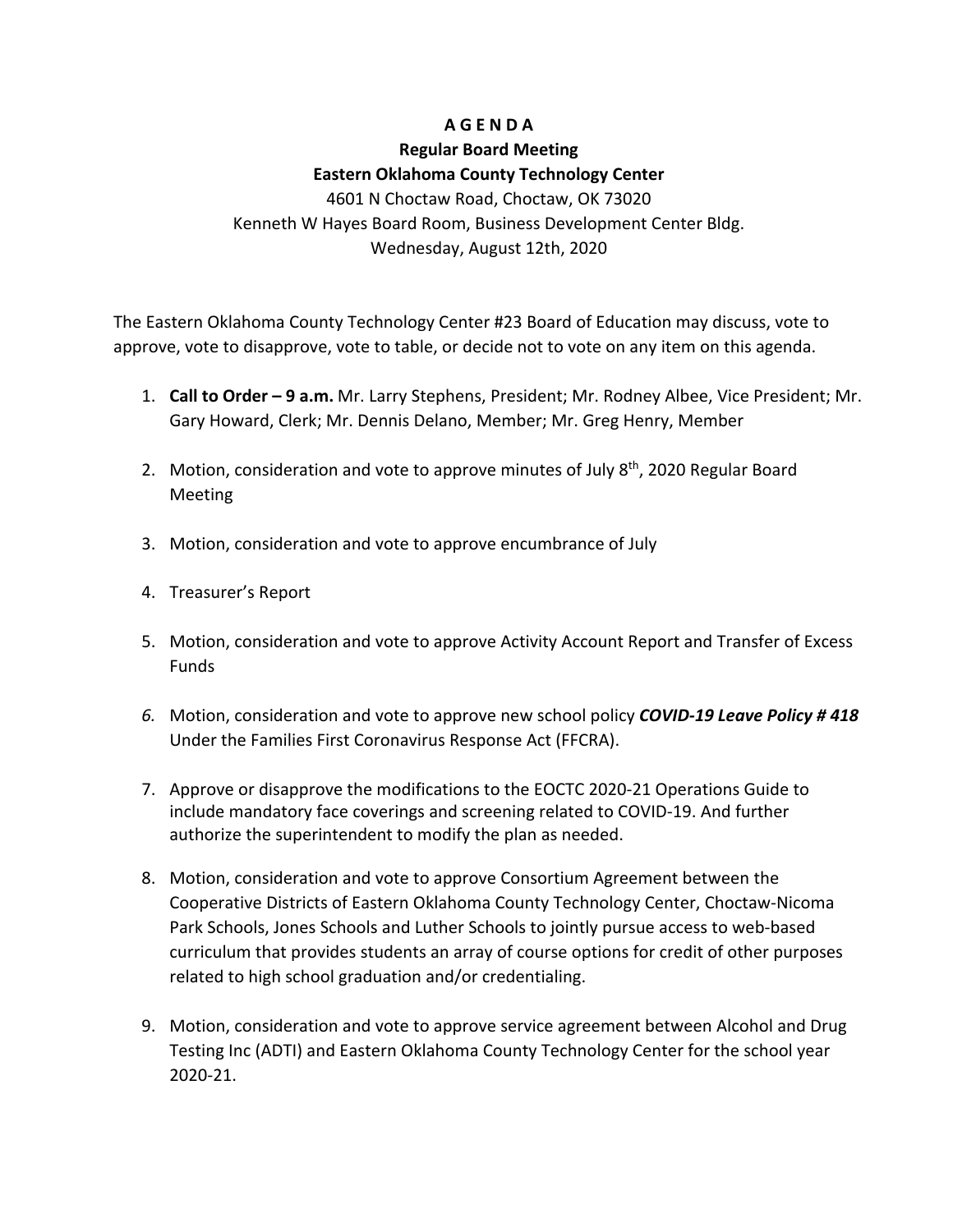# A G E N D A

## Regular Board Meeting

## Eastern Oklahoma County Technology Center

4601 N Choctaw Road, Choctaw, OK 73020
Kenneth W Hayes Board Room, Business Development Center Bldg.
Wednesday, August 12th, 2020

The Eastern Oklahoma County Technology Center #23 Board of Education may discuss, vote to approve, vote to disapprove, vote to table, or decide not to vote on any item on this agenda.

1. **Call to Order – 9 a.m.** Mr. Larry Stephens, President; Mr. Rodney Albee, Vice President; Mr. Gary Howard, Clerk; Mr. Dennis Delano, Member; Mr. Greg Henry, Member
2. Motion, consideration and vote to approve minutes of July 8th, 2020 Regular Board Meeting
3. Motion, consideration and vote to approve encumbrance of July
4. Treasurer's Report
5. Motion, consideration and vote to approve Activity Account Report and Transfer of Excess Funds
6. Motion, consideration and vote to approve new school policy ***COVID-19 Leave Policy # 418*** Under the Families First Coronavirus Response Act (FFCRA).
7. Approve or disapprove the modifications to the EOCTC 2020-21 Operations Guide to include mandatory face coverings and screening related to COVID-19. And further authorize the superintendent to modify the plan as needed.
8. Motion, consideration and vote to approve Consortium Agreement between the Cooperative Districts of Eastern Oklahoma County Technology Center, Choctaw-Nicoma Park Schools, Jones Schools and Luther Schools to jointly pursue access to web-based curriculum that provides students an array of course options for credit of other purposes related to high school graduation and/or credentialing.
9. Motion, consideration and vote to approve service agreement between Alcohol and Drug Testing Inc (ADTI) and Eastern Oklahoma County Technology Center for the school year 2020-21.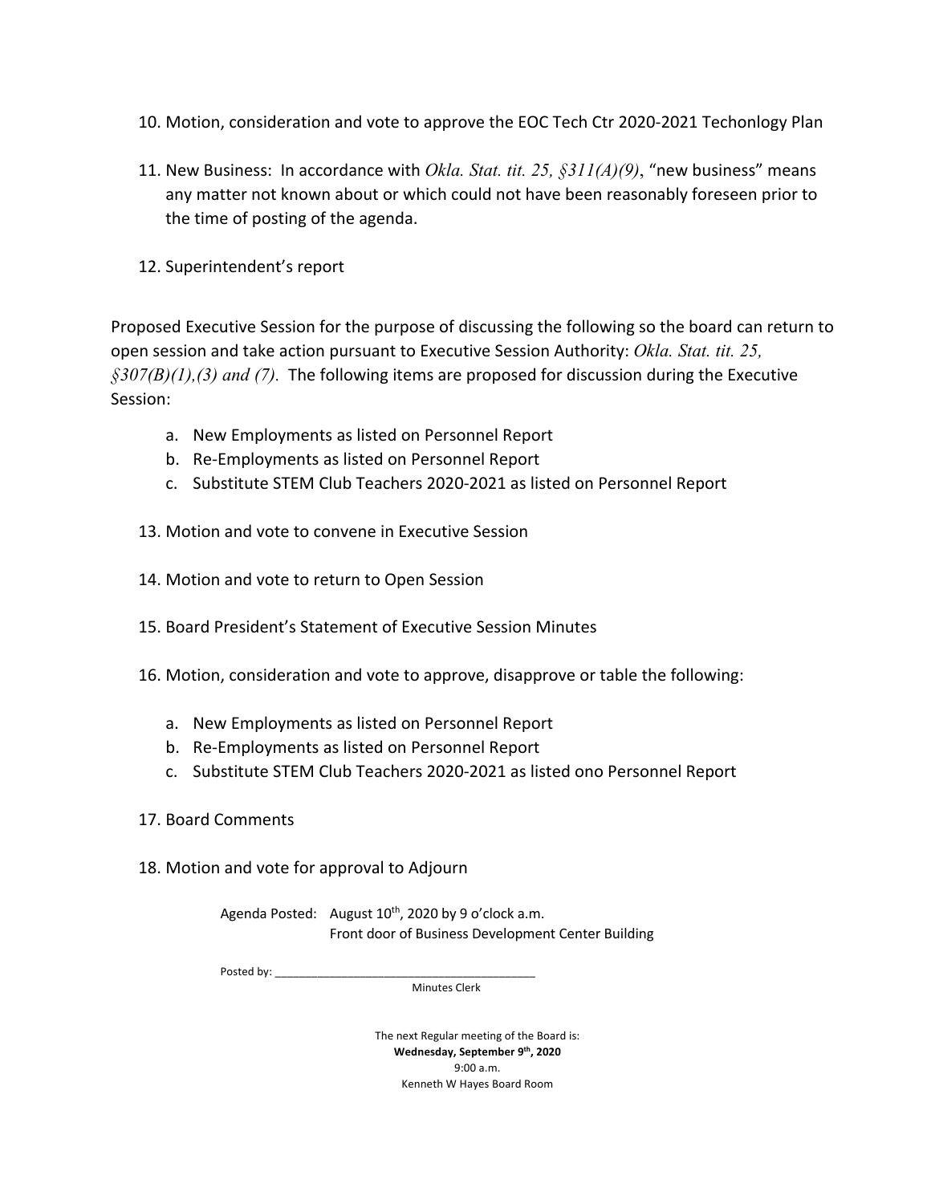10. Motion, consideration and vote to approve the EOC Tech Ctr 2020-2021 Techonlogy Plan

11. New Business: In accordance with *Okla. Stat. tit. 25, §311(A)(9)*, "new business" means any matter not known about or which could not have been reasonably foreseen prior to the time of posting of the agenda.

12. Superintendent's report

Proposed Executive Session for the purpose of discussing the following so the board can return to open session and take action pursuant to Executive Session Authority: *Okla. Stat. tit. 25, §307(B)(1),(3) and (7).* The following items are proposed for discussion during the Executive Session:

a. New Employments as listed on Personnel Report
b. Re-Employments as listed on Personnel Report
c. Substitute STEM Club Teachers 2020-2021 as listed on Personnel Report

13. Motion and vote to convene in Executive Session

14. Motion and vote to return to Open Session

15. Board President's Statement of Executive Session Minutes

16. Motion, consideration and vote to approve, disapprove or table the following:

    a. New Employments as listed on Personnel Report
    b. Re-Employments as listed on Personnel Report
    c. Substitute STEM Club Teachers 2020-2021 as listed ono Personnel Report

17. Board Comments

18. Motion and vote for approval to Adjourn

Agenda Posted: August 10th, 2020 by 9 o'clock a.m.
Front door of Business Development Center Building

Posted by: ________________________________________
Minutes Clerk

The next Regular meeting of the Board is:
**Wednesday, September 9th, 2020**
9:00 a.m.
Kenneth W Hayes Board Room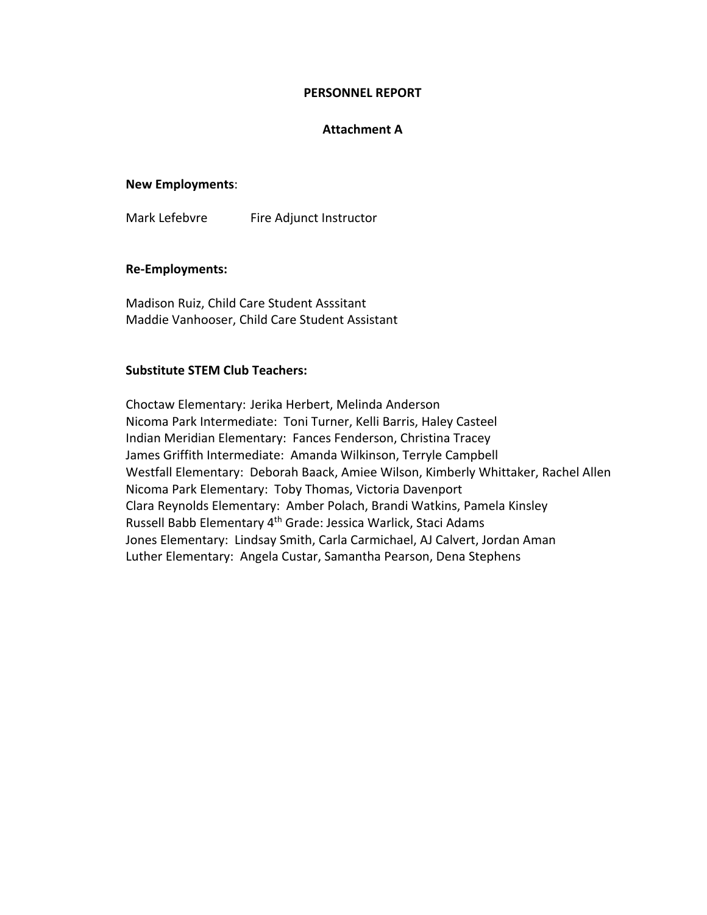# PERSONNEL REPORT

## Attachment A

**New Employments**:

Mark Lefebvre Fire Adjunct Instructor

**Re-Employments:**

Madison Ruiz, Child Care Student Asssitant
Maddie Vanhooser, Child Care Student Assistant

**Substitute STEM Club Teachers:**

Choctaw Elementary: Jerika Herbert, Melinda Anderson
Nicoma Park Intermediate: Toni Turner, Kelli Barris, Haley Casteel
Indian Meridian Elementary: Fances Fenderson, Christina Tracey
James Griffith Intermediate: Amanda Wilkinson, Terryle Campbell
Westfall Elementary: Deborah Baack, Amiee Wilson, Kimberly Whittaker, Rachel Allen
Nicoma Park Elementary: Toby Thomas, Victoria Davenport
Clara Reynolds Elementary: Amber Polach, Brandi Watkins, Pamela Kinsley
Russell Babb Elementary 4th Grade: Jessica Warlick, Staci Adams
Jones Elementary: Lindsay Smith, Carla Carmichael, AJ Calvert, Jordan Aman
Luther Elementary: Angela Custar, Samantha Pearson, Dena Stephens